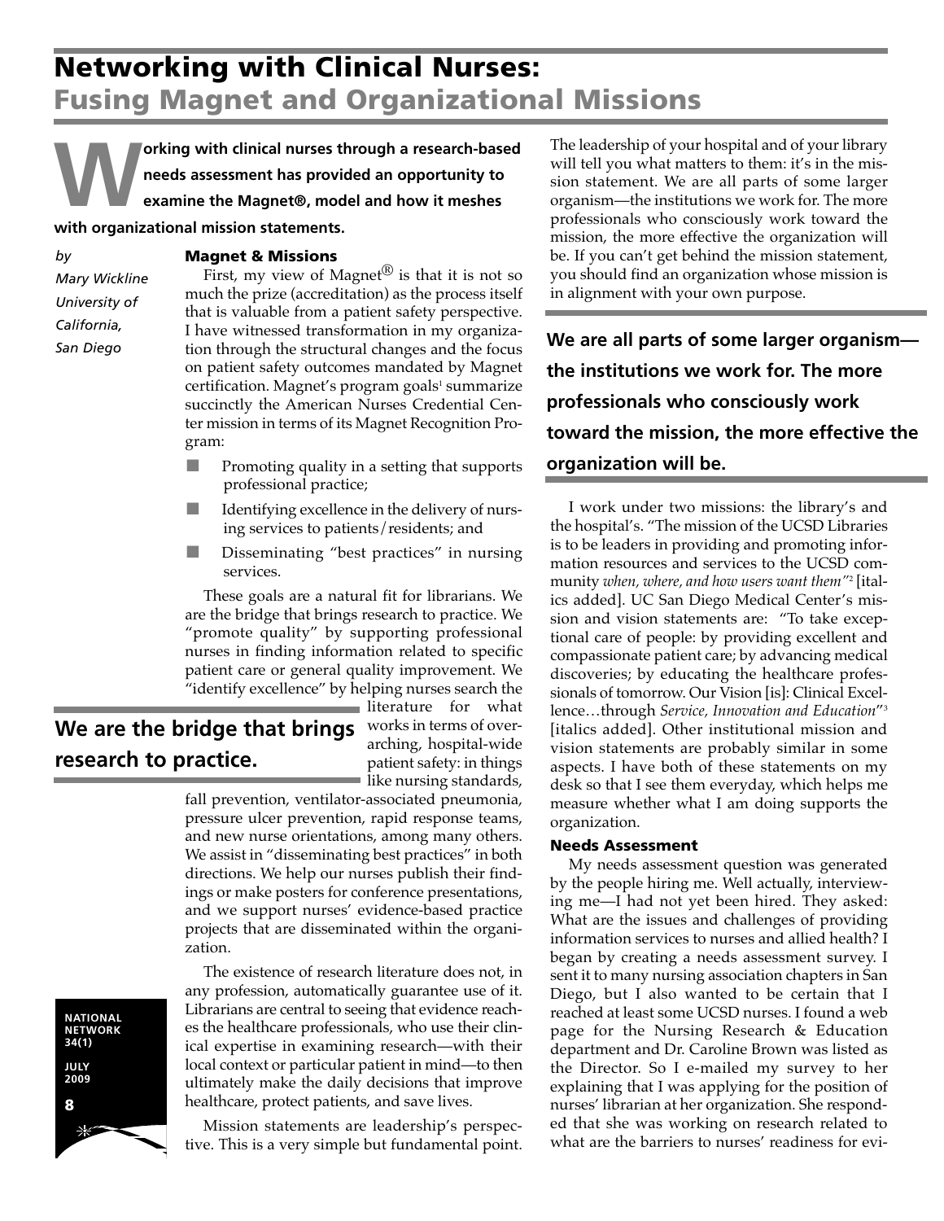# Networking with Clinical Nurses:
## Fusing Magnet and Organizational Missions

**Working with clinical nurses through a research-based needs assessment has provided an opportunity to examine the Magnet®, model and how it meshes with organizational mission statements.**

*by*
*Mary Wickline*
*University of California, San Diego*

### Magnet & Missions

First, my view of Magnet® is that it is not so much the prize (accreditation) as the process itself that is valuable from a patient safety perspective. I have witnessed transformation in my organization through the structural changes and the focus on patient safety outcomes mandated by Magnet certification. Magnet's program goals[1] summarize succinctly the American Nurses Credential Center mission in terms of its Magnet Recognition Program:

- Promoting quality in a setting that supports professional practice;
- Identifying excellence in the delivery of nursing services to patients/residents; and
- Disseminating "best practices" in nursing services.

These goals are a natural fit for librarians. We are the bridge that brings research to practice. We "promote quality" by supporting professional nurses in finding information related to specific patient care or general quality improvement. We "identify excellence" by helping nurses search the literature for what works in terms of overarching, hospital-wide patient safety: in things like nursing standards, fall prevention, ventilator-associated pneumonia, pressure ulcer prevention, rapid response teams, and new nurse orientations, among many others. We assist in "disseminating best practices" in both directions. We help our nurses publish their findings or make posters for conference presentations, and we support nurses' evidence-based practice projects that are disseminated within the organization.

**We are the bridge that brings research to practice.**

The existence of research literature does not, in any profession, automatically guarantee use of it. Librarians are central to seeing that evidence reaches the healthcare professionals, who use their clinical expertise in examining research—with their local context or particular patient in mind—to then ultimately make the daily decisions that improve healthcare, protect patients, and save lives.

Mission statements are leadership's perspective. This is a very simple but fundamental point. The leadership of your hospital and of your library will tell you what matters to them: it's in the mission statement. We are all parts of some larger organism—the institutions we work for. The more professionals who consciously work toward the mission, the more effective the organization will be. If you can't get behind the mission statement, you should find an organization whose mission is in alignment with your own purpose.

**We are all parts of some larger organism—the institutions we work for. The more professionals who consciously work toward the mission, the more effective the organization will be.**

I work under two missions: the library's and the hospital's. "The mission of the UCSD Libraries is to be leaders in providing and promoting information resources and services to the UCSD community *when, where, and how users want them*"[2] [italics added]. UC San Diego Medical Center's mission and vision statements are: "To take exceptional care of people: by providing excellent and compassionate patient care; by advancing medical discoveries; by educating the healthcare professionals of tomorrow. Our Vision [is]: Clinical Excellence…through *Service, Innovation and Education*"[3] [italics added]. Other institutional mission and vision statements are probably similar in some aspects. I have both of these statements on my desk so that I see them everyday, which helps me measure whether what I am doing supports the organization.

### Needs Assessment

My needs assessment question was generated by the people hiring me. Well actually, interviewing me—I had not yet been hired. They asked: What are the issues and challenges of providing information services to nurses and allied health? I began by creating a needs assessment survey. I sent it to many nursing association chapters in San Diego, but I also wanted to be certain that I reached at least some UCSD nurses. I found a web page for the Nursing Research & Education department and Dr. Caroline Brown was listed as the Director. So I e-mailed my survey to her explaining that I was applying for the position of nurses' librarian at her organization. She responded that she was working on research related to what are the barriers to nurses' readiness for evi-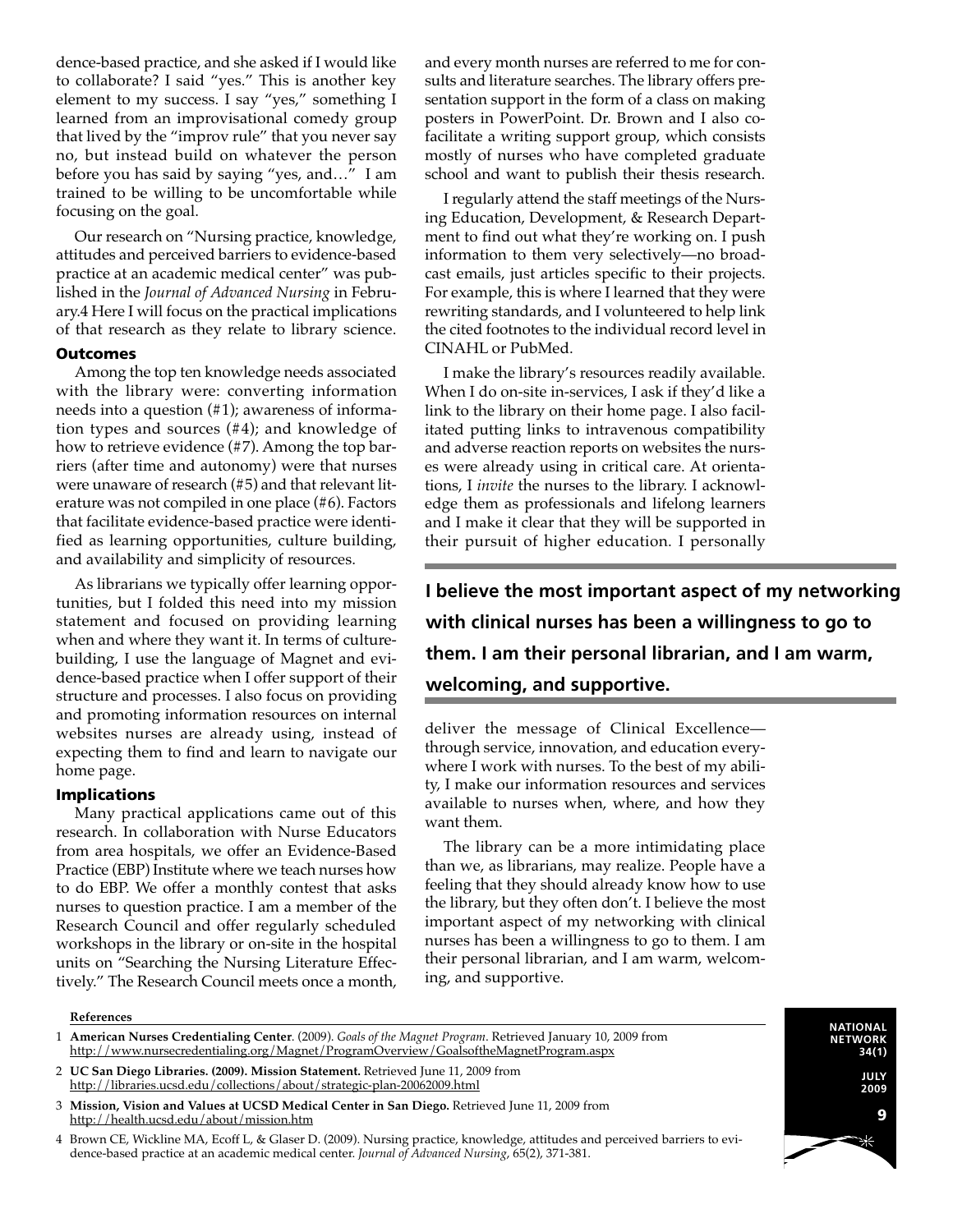dence-based practice, and she asked if I would like to collaborate? I said "yes." This is another key element to my success. I say "yes," something I learned from an improvisational comedy group that lived by the "improv rule" that you never say no, but instead build on whatever the person before you has said by saying "yes, and…" I am trained to be willing to be uncomfortable while focusing on the goal.

Our research on "Nursing practice, knowledge, attitudes and perceived barriers to evidence-based practice at an academic medical center" was published in the *Journal of Advanced Nursing* in February.[4] Here I will focus on the practical implications of that research as they relate to library science.

### Outcomes

Among the top ten knowledge needs associated with the library were: converting information needs into a question (#1); awareness of information types and sources (#4); and knowledge of how to retrieve evidence (#7). Among the top barriers (after time and autonomy) were that nurses were unaware of research (#5) and that relevant literature was not compiled in one place (#6). Factors that facilitate evidence-based practice were identified as learning opportunities, culture building, and availability and simplicity of resources.

As librarians we typically offer learning opportunities, but I folded this need into my mission statement and focused on providing learning when and where they want it. In terms of culture-building, I use the language of Magnet and evidence-based practice when I offer support of their structure and processes. I also focus on providing and promoting information resources on internal websites nurses are already using, instead of expecting them to find and learn to navigate our home page.

### Implications

Many practical applications came out of this research. In collaboration with Nurse Educators from area hospitals, we offer an Evidence-Based Practice (EBP) Institute where we teach nurses how to do EBP. We offer a monthly contest that asks nurses to question practice. I am a member of the Research Council and offer regularly scheduled workshops in the library or on-site in the hospital units on "Searching the Nursing Literature Effectively." The Research Council meets once a month, and every month nurses are referred to me for consults and literature searches. The library offers presentation support in the form of a class on making posters in PowerPoint. Dr. Brown and I also co-facilitate a writing support group, which consists mostly of nurses who have completed graduate school and want to publish their thesis research.

I regularly attend the staff meetings of the Nursing Education, Development, & Research Department to find out what they're working on. I push information to them very selectively—no broadcast emails, just articles specific to their projects. For example, this is where I learned that they were rewriting standards, and I volunteered to help link the cited footnotes to the individual record level in CINAHL or PubMed.

I make the library's resources readily available. When I do on-site in-services, I ask if they'd like a link to the library on their home page. I also facilitated putting links to intravenous compatibility and adverse reaction reports on websites the nurses were already using in critical care. At orientations, I *invite* the nurses to the library. I acknowledge them as professionals and lifelong learners and I make it clear that they will be supported in their pursuit of higher education. I personally deliver the message of Clinical Excellence—through service, innovation, and education everywhere I work with nurses. To the best of my ability, I make our information resources and services available to nurses when, where, and how they want them.

**I believe the most important aspect of my networking with clinical nurses has been a willingness to go to them. I am their personal librarian, and I am warm, welcoming, and supportive.**

The library can be a more intimidating place than we, as librarians, may realize. People have a feeling that they should already know how to use the library, but they often don't. I believe the most important aspect of my networking with clinical nurses has been a willingness to go to them. I am their personal librarian, and I am warm, welcoming, and supportive.

**References**

1. **American Nurses Credentialing Center**. (2009). *Goals of the Magnet Program*. Retrieved January 10, 2009 from http://www.nursecredentialing.org/Magnet/ProgramOverview/GoalsoftheMagnetProgram.aspx
2. **UC San Diego Libraries. (2009). Mission Statement.** Retrieved June 11, 2009 from http://libraries.ucsd.edu/collections/about/strategic-plan-20062009.html
3. **Mission, Vision and Values at UCSD Medical Center in San Diego.** Retrieved June 11, 2009 from http://health.ucsd.edu/about/mission.htm
4. Brown CE, Wickline MA, Ecoff L, & Glaser D. (2009). Nursing practice, knowledge, attitudes and perceived barriers to evidence-based practice at an academic medical center. *Journal of Advanced Nursing*, 65(2), 371-381.